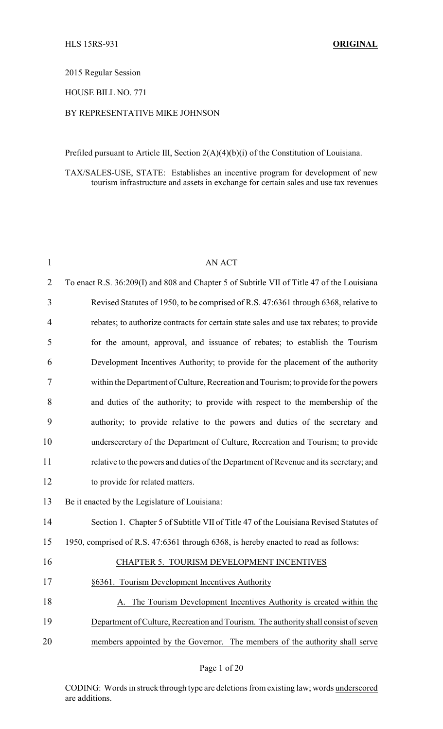HLS 15RS-931 **ORIGINAL**

2015 Regular Session

HOUSE BILL NO. 771

BY REPRESENTATIVE MIKE JOHNSON

Prefiled pursuant to Article III, Section 2(A)(4)(b)(i) of the Constitution of Louisiana.

TAX/SALES-USE, STATE: Establishes an incentive program for development of new tourism infrastructure and assets in exchange for certain sales and use tax revenues

AN ACT

To enact R.S. 36:209(I) and 808 and Chapter 5 of Subtitle VII of Title 47 of the Louisiana Revised Statutes of 1950, to be comprised of R.S. 47:6361 through 6368, relative to rebates; to authorize contracts for certain state sales and use tax rebates; to provide for the amount, approval, and issuance of rebates; to establish the Tourism Development Incentives Authority; to provide for the placement of the authority within the Department of Culture, Recreation and Tourism; to provide for the powers and duties of the authority; to provide with respect to the membership of the authority; to provide relative to the powers and duties of the secretary and undersecretary of the Department of Culture, Recreation and Tourism; to provide relative to the powers and duties of the Department of Revenue and its secretary; and to provide for related matters.

Be it enacted by the Legislature of Louisiana:

Section 1. Chapter 5 of Subtitle VII of Title 47 of the Louisiana Revised Statutes of 1950, comprised of R.S. 47:6361 through 6368, is hereby enacted to read as follows:

CHAPTER 5. TOURISM DEVELOPMENT INCENTIVES

§6361. Tourism Development Incentives Authority

A. The Tourism Development Incentives Authority is created within the Department of Culture, Recreation and Tourism. The authority shall consist of seven members appointed by the Governor. The members of the authority shall serve

CODING: Words in ~~struck through~~ type are deletions from existing law; words underscored are additions.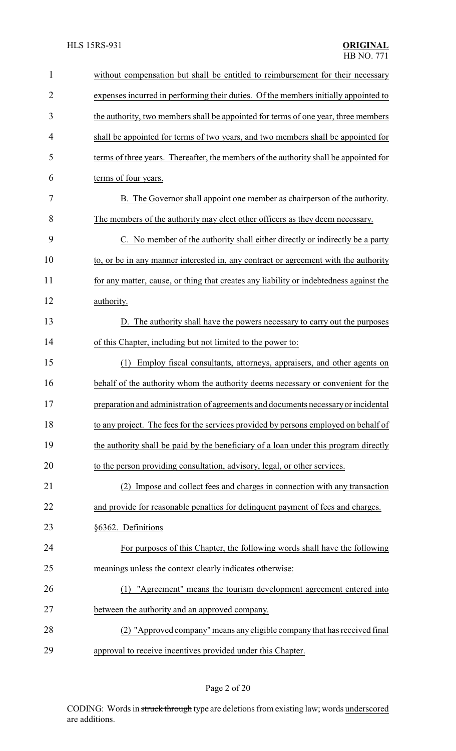without compensation but shall be entitled to reimbursement for their necessary expenses incurred in performing their duties. Of the members initially appointed to the authority, two members shall be appointed for terms of one year, three members shall be appointed for terms of two years, and two members shall be appointed for terms of three years. Thereafter, the members of the authority shall be appointed for terms of four years.

B. The Governor shall appoint one member as chairperson of the authority. The members of the authority may elect other officers as they deem necessary.

C. No member of the authority shall either directly or indirectly be a party to, or be in any manner interested in, any contract or agreement with the authority for any matter, cause, or thing that creates any liability or indebtedness against the authority.

D. The authority shall have the powers necessary to carry out the purposes of this Chapter, including but not limited to the power to:

(1) Employ fiscal consultants, attorneys, appraisers, and other agents on behalf of the authority whom the authority deems necessary or convenient for the preparation and administration of agreements and documents necessary or incidental to any project. The fees for the services provided by persons employed on behalf of the authority shall be paid by the beneficiary of a loan under this program directly to the person providing consultation, advisory, legal, or other services.

(2) Impose and collect fees and charges in connection with any transaction and provide for reasonable penalties for delinquent payment of fees and charges.

§6362. Definitions

For purposes of this Chapter, the following words shall have the following meanings unless the context clearly indicates otherwise:

(1) "Agreement" means the tourism development agreement entered into between the authority and an approved company.

(2) "Approved company" means any eligible company that has received final approval to receive incentives provided under this Chapter.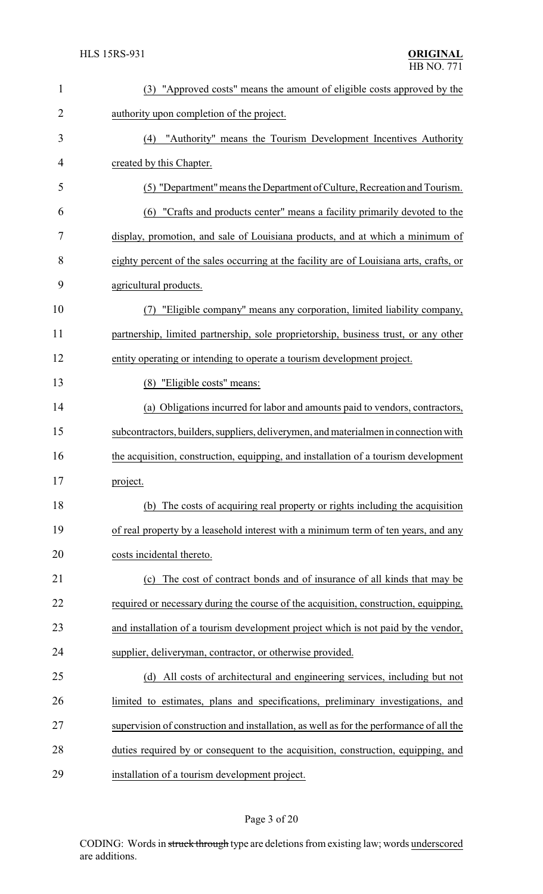(3) "Approved costs" means the amount of eligible costs approved by the authority upon completion of the project.

(4) "Authority" means the Tourism Development Incentives Authority created by this Chapter.

(5) "Department" means the Department of Culture, Recreation and Tourism.

(6) "Crafts and products center" means a facility primarily devoted to the display, promotion, and sale of Louisiana products, and at which a minimum of eighty percent of the sales occurring at the facility are of Louisiana arts, crafts, or agricultural products.

(7) "Eligible company" means any corporation, limited liability company, partnership, limited partnership, sole proprietorship, business trust, or any other entity operating or intending to operate a tourism development project.

(8) "Eligible costs" means:

(a) Obligations incurred for labor and amounts paid to vendors, contractors, subcontractors, builders, suppliers, deliverymen, and materialmen in connection with the acquisition, construction, equipping, and installation of a tourism development project.

(b) The costs of acquiring real property or rights including the acquisition of real property by a leasehold interest with a minimum term of ten years, and any costs incidental thereto.

(c) The cost of contract bonds and of insurance of all kinds that may be required or necessary during the course of the acquisition, construction, equipping, and installation of a tourism development project which is not paid by the vendor, supplier, deliveryman, contractor, or otherwise provided.

(d) All costs of architectural and engineering services, including but not limited to estimates, plans and specifications, preliminary investigations, and supervision of construction and installation, as well as for the performance of all the duties required by or consequent to the acquisition, construction, equipping, and installation of a tourism development project.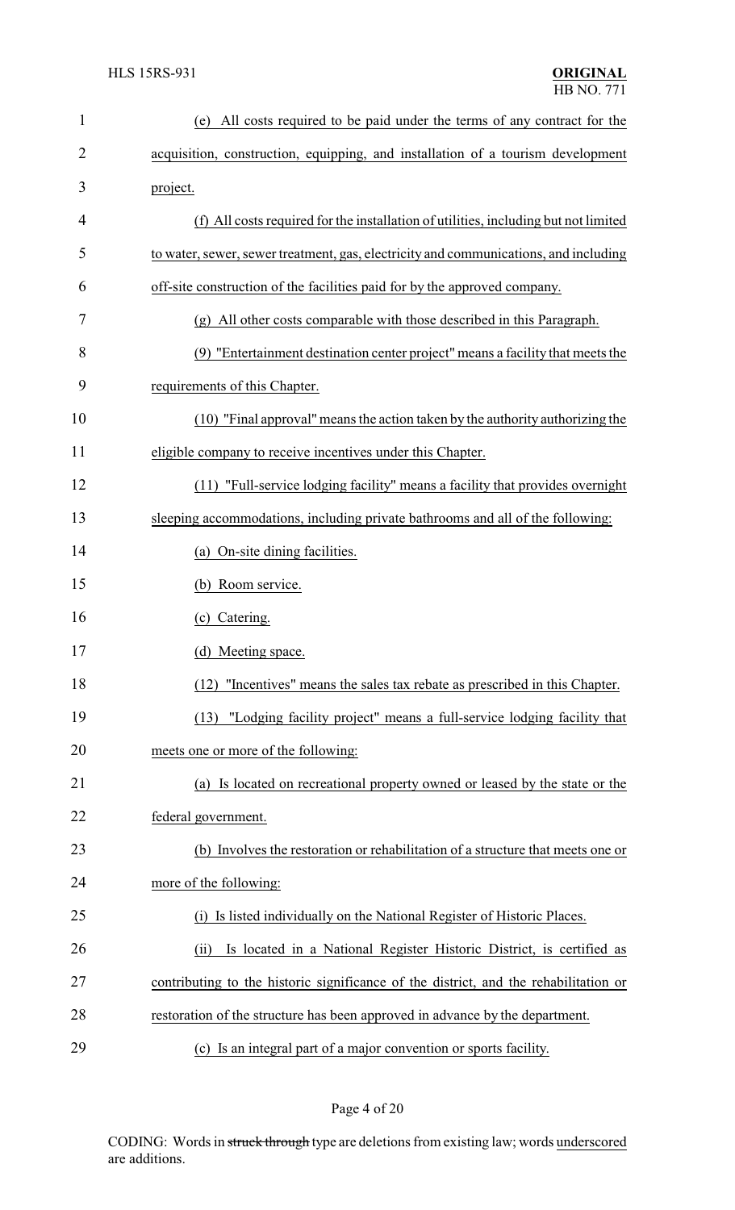(e) All costs required to be paid under the terms of any contract for the acquisition, construction, equipping, and installation of a tourism development project.

(f) All costs required for the installation of utilities, including but not limited to water, sewer, sewer treatment, gas, electricity and communications, and including off-site construction of the facilities paid for by the approved company.

(g) All other costs comparable with those described in this Paragraph.

(9) "Entertainment destination center project" means a facility that meets the requirements of this Chapter.

(10) "Final approval" means the action taken by the authority authorizing the eligible company to receive incentives under this Chapter.

(11) "Full-service lodging facility" means a facility that provides overnight sleeping accommodations, including private bathrooms and all of the following:

(a) On-site dining facilities.

(b) Room service.

(c) Catering.

(d) Meeting space.

(12) "Incentives" means the sales tax rebate as prescribed in this Chapter.

(13) "Lodging facility project" means a full-service lodging facility that meets one or more of the following:

(a) Is located on recreational property owned or leased by the state or the federal government.

(b) Involves the restoration or rehabilitation of a structure that meets one or more of the following:

(i) Is listed individually on the National Register of Historic Places.

(ii) Is located in a National Register Historic District, is certified as contributing to the historic significance of the district, and the rehabilitation or restoration of the structure has been approved in advance by the department.

(c) Is an integral part of a major convention or sports facility.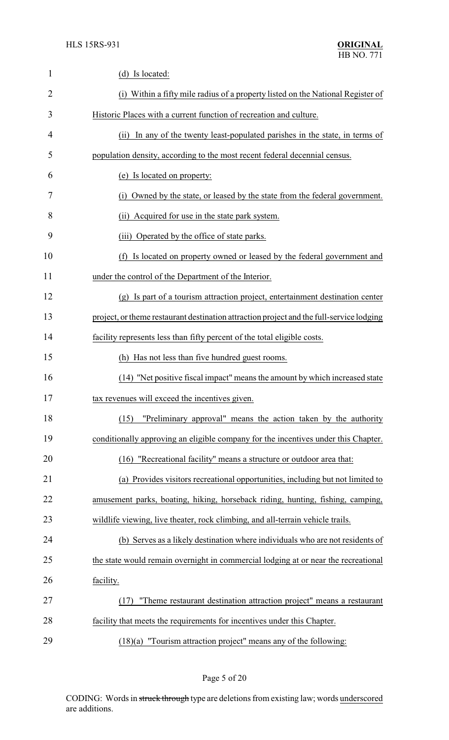(d) Is located:

(i) Within a fifty mile radius of a property listed on the National Register of Historic Places with a current function of recreation and culture.

(ii) In any of the twenty least-populated parishes in the state, in terms of population density, according to the most recent federal decennial census.

(e) Is located on property:

(i) Owned by the state, or leased by the state from the federal government.

(ii) Acquired for use in the state park system.

(iii) Operated by the office of state parks.

(f) Is located on property owned or leased by the federal government and under the control of the Department of the Interior.

(g) Is part of a tourism attraction project, entertainment destination center project, or theme restaurant destination attraction project and the full-service lodging facility represents less than fifty percent of the total eligible costs.

(h) Has not less than five hundred guest rooms.

(14) "Net positive fiscal impact" means the amount by which increased state tax revenues will exceed the incentives given.

(15) "Preliminary approval" means the action taken by the authority conditionally approving an eligible company for the incentives under this Chapter.

(16) "Recreational facility" means a structure or outdoor area that:

(a) Provides visitors recreational opportunities, including but not limited to amusement parks, boating, hiking, horseback riding, hunting, fishing, camping, wildlife viewing, live theater, rock climbing, and all-terrain vehicle trails.

(b) Serves as a likely destination where individuals who are not residents of the state would remain overnight in commercial lodging at or near the recreational facility.

(17) "Theme restaurant destination attraction project" means a restaurant facility that meets the requirements for incentives under this Chapter.

(18)(a) "Tourism attraction project" means any of the following: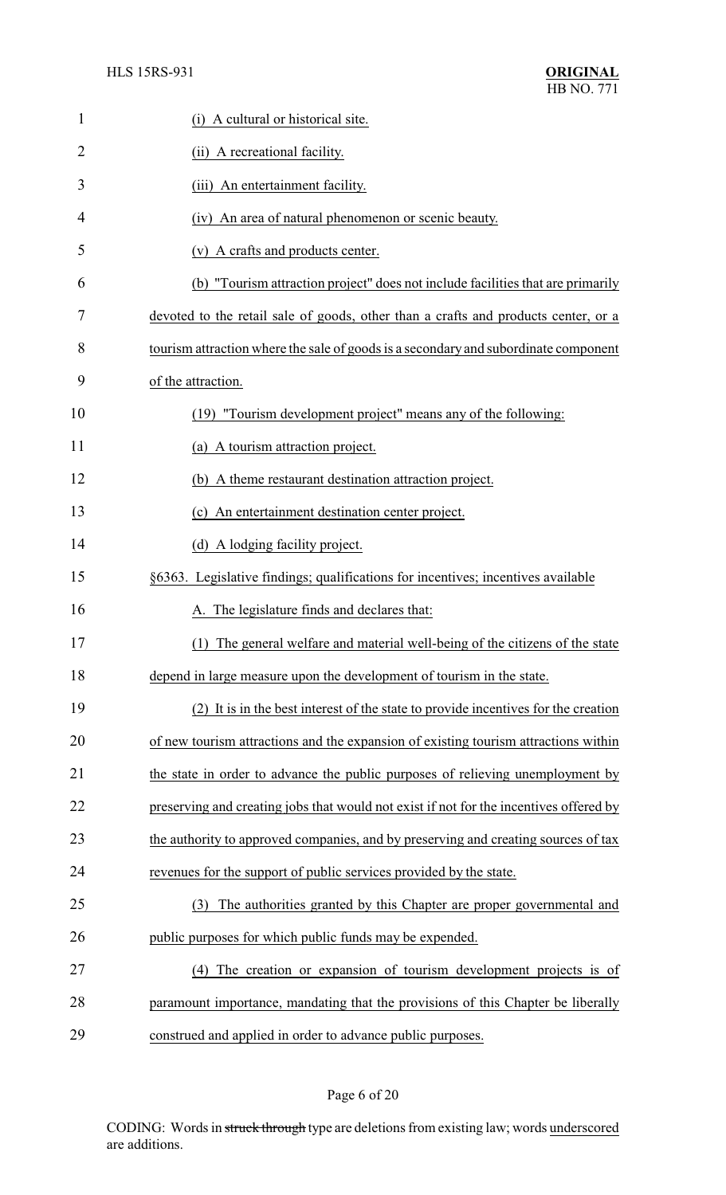(i) A cultural or historical site.

(ii) A recreational facility.

(iii) An entertainment facility.

(iv) An area of natural phenomenon or scenic beauty.

(v) A crafts and products center.

(b) "Tourism attraction project" does not include facilities that are primarily devoted to the retail sale of goods, other than a crafts and products center, or a tourism attraction where the sale of goods is a secondary and subordinate component of the attraction.

(19) "Tourism development project" means any of the following:

(a) A tourism attraction project.

(b) A theme restaurant destination attraction project.

(c) An entertainment destination center project.

(d) A lodging facility project.

§6363. Legislative findings; qualifications for incentives; incentives available

A. The legislature finds and declares that:

(1) The general welfare and material well-being of the citizens of the state depend in large measure upon the development of tourism in the state.

(2) It is in the best interest of the state to provide incentives for the creation of new tourism attractions and the expansion of existing tourism attractions within the state in order to advance the public purposes of relieving unemployment by preserving and creating jobs that would not exist if not for the incentives offered by the authority to approved companies, and by preserving and creating sources of tax revenues for the support of public services provided by the state.

(3) The authorities granted by this Chapter are proper governmental and public purposes for which public funds may be expended.

(4) The creation or expansion of tourism development projects is of paramount importance, mandating that the provisions of this Chapter be liberally construed and applied in order to advance public purposes.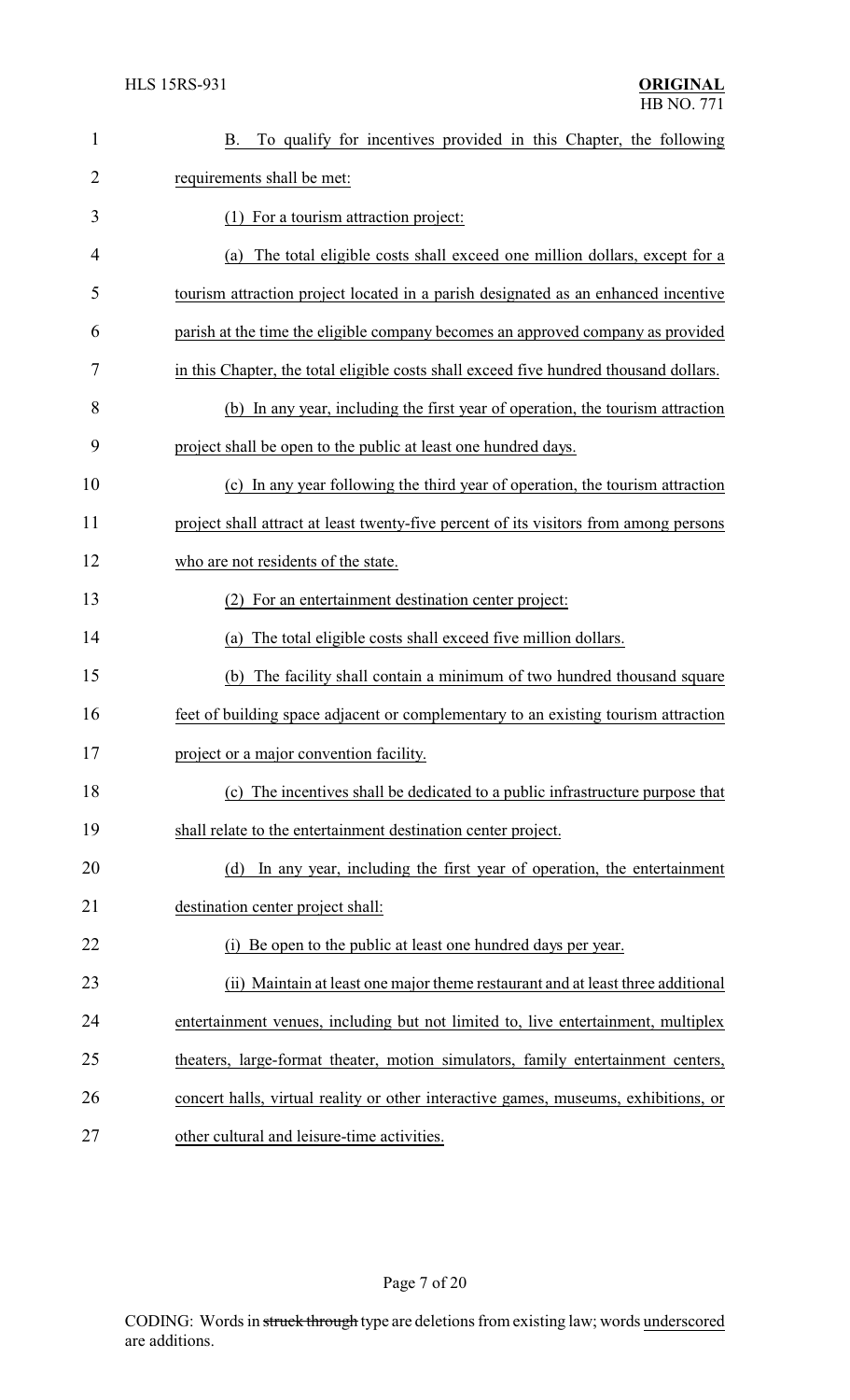B. To qualify for incentives provided in this Chapter, the following requirements shall be met:

(1) For a tourism attraction project:

(a) The total eligible costs shall exceed one million dollars, except for a tourism attraction project located in a parish designated as an enhanced incentive parish at the time the eligible company becomes an approved company as provided in this Chapter, the total eligible costs shall exceed five hundred thousand dollars.

(b) In any year, including the first year of operation, the tourism attraction project shall be open to the public at least one hundred days.

(c) In any year following the third year of operation, the tourism attraction project shall attract at least twenty-five percent of its visitors from among persons who are not residents of the state.

(2) For an entertainment destination center project:

(a) The total eligible costs shall exceed five million dollars.

(b) The facility shall contain a minimum of two hundred thousand square feet of building space adjacent or complementary to an existing tourism attraction project or a major convention facility.

(c) The incentives shall be dedicated to a public infrastructure purpose that shall relate to the entertainment destination center project.

(d) In any year, including the first year of operation, the entertainment destination center project shall:

(i) Be open to the public at least one hundred days per year.

(ii) Maintain at least one major theme restaurant and at least three additional entertainment venues, including but not limited to, live entertainment, multiplex theaters, large-format theater, motion simulators, family entertainment centers, concert halls, virtual reality or other interactive games, museums, exhibitions, or other cultural and leisure-time activities.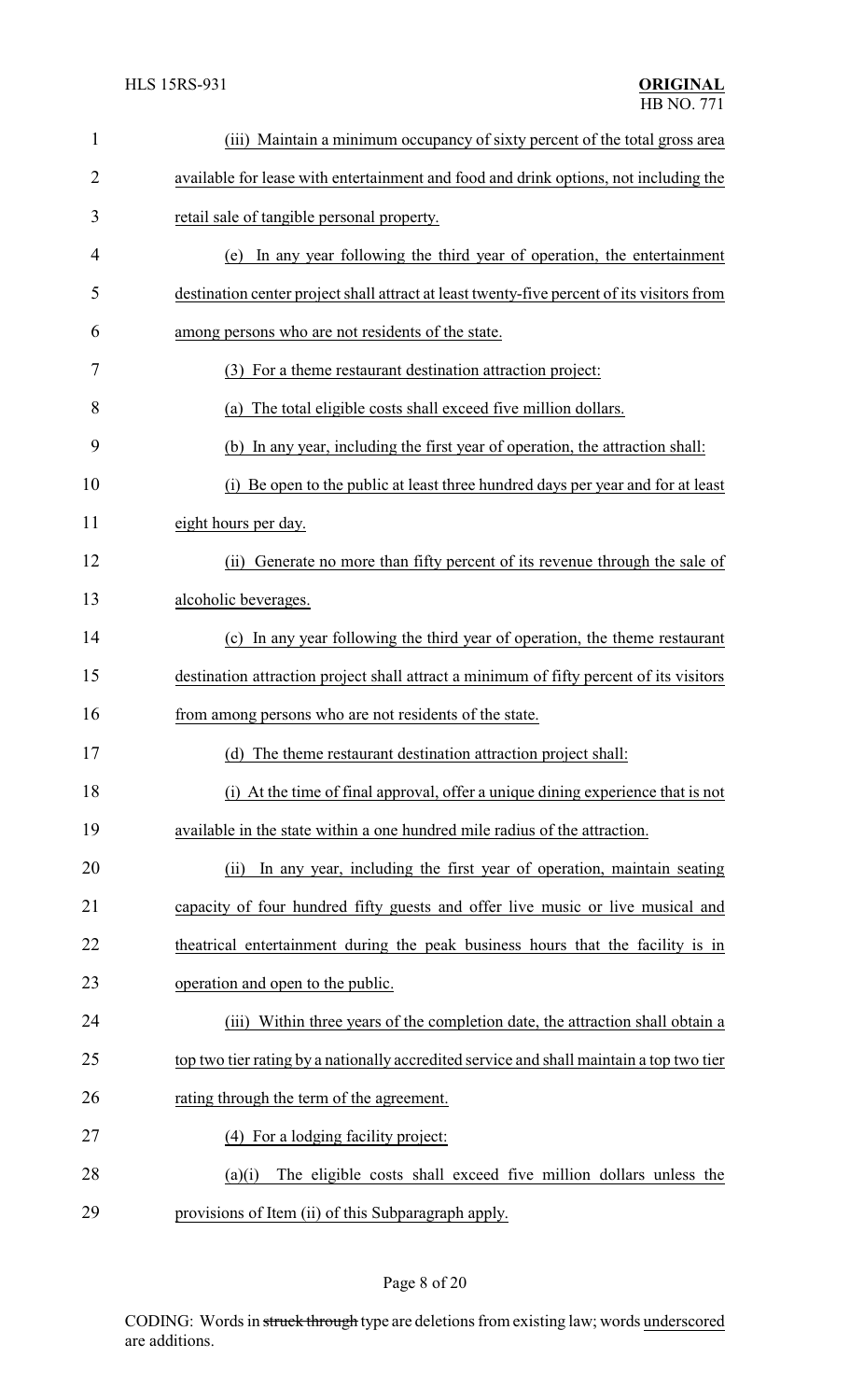(iii) Maintain a minimum occupancy of sixty percent of the total gross area available for lease with entertainment and food and drink options, not including the retail sale of tangible personal property.

(e) In any year following the third year of operation, the entertainment destination center project shall attract at least twenty-five percent of its visitors from among persons who are not residents of the state.

(3) For a theme restaurant destination attraction project:

(a) The total eligible costs shall exceed five million dollars.

(b) In any year, including the first year of operation, the attraction shall:

(i) Be open to the public at least three hundred days per year and for at least eight hours per day.

(ii) Generate no more than fifty percent of its revenue through the sale of alcoholic beverages.

(c) In any year following the third year of operation, the theme restaurant destination attraction project shall attract a minimum of fifty percent of its visitors from among persons who are not residents of the state.

(d) The theme restaurant destination attraction project shall:

(i) At the time of final approval, offer a unique dining experience that is not available in the state within a one hundred mile radius of the attraction.

(ii) In any year, including the first year of operation, maintain seating capacity of four hundred fifty guests and offer live music or live musical and theatrical entertainment during the peak business hours that the facility is in operation and open to the public.

(iii) Within three years of the completion date, the attraction shall obtain a top two tier rating by a nationally accredited service and shall maintain a top two tier rating through the term of the agreement.

(4) For a lodging facility project:

(a)(i) The eligible costs shall exceed five million dollars unless the provisions of Item (ii) of this Subparagraph apply.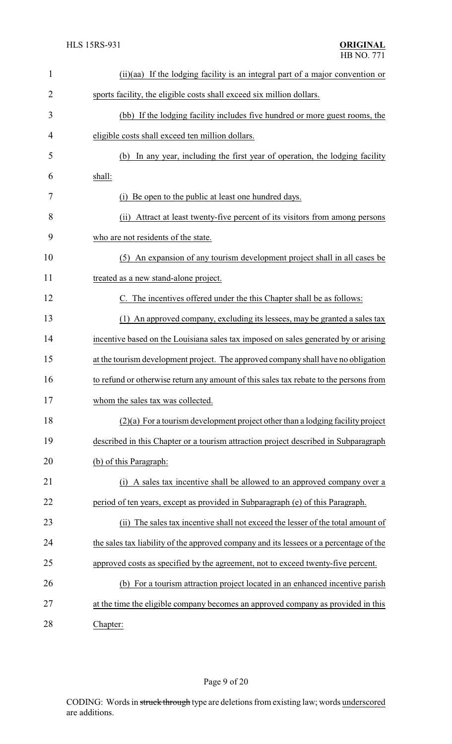(ii)(aa) If the lodging facility is an integral part of a major convention or sports facility, the eligible costs shall exceed six million dollars.

(bb) If the lodging facility includes five hundred or more guest rooms, the eligible costs shall exceed ten million dollars.

(b) In any year, including the first year of operation, the lodging facility shall:

(i) Be open to the public at least one hundred days.

(ii) Attract at least twenty-five percent of its visitors from among persons who are not residents of the state.

(5) An expansion of any tourism development project shall in all cases be treated as a new stand-alone project.

C. The incentives offered under the this Chapter shall be as follows:

(1) An approved company, excluding its lessees, may be granted a sales tax incentive based on the Louisiana sales tax imposed on sales generated by or arising at the tourism development project. The approved company shall have no obligation to refund or otherwise return any amount of this sales tax rebate to the persons from whom the sales tax was collected.

(2)(a) For a tourism development project other than a lodging facility project described in this Chapter or a tourism attraction project described in Subparagraph (b) of this Paragraph:

(i) A sales tax incentive shall be allowed to an approved company over a period of ten years, except as provided in Subparagraph (e) of this Paragraph.

(ii) The sales tax incentive shall not exceed the lesser of the total amount of the sales tax liability of the approved company and its lessees or a percentage of the approved costs as specified by the agreement, not to exceed twenty-five percent.

(b) For a tourism attraction project located in an enhanced incentive parish at the time the eligible company becomes an approved company as provided in this Chapter: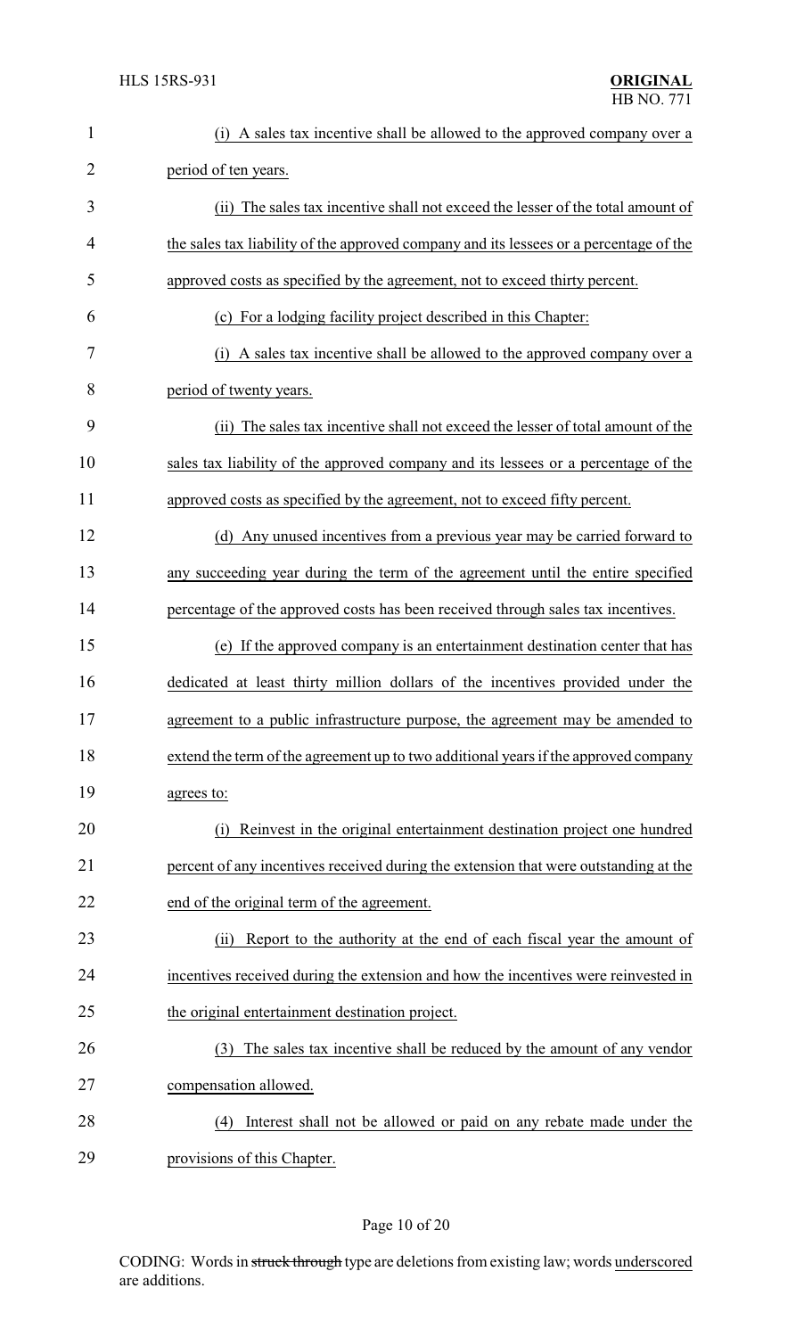(i) A sales tax incentive shall be allowed to the approved company over a period of ten years.

(ii) The sales tax incentive shall not exceed the lesser of the total amount of the sales tax liability of the approved company and its lessees or a percentage of the approved costs as specified by the agreement, not to exceed thirty percent.

(c) For a lodging facility project described in this Chapter:

(i) A sales tax incentive shall be allowed to the approved company over a period of twenty years.

(ii) The sales tax incentive shall not exceed the lesser of total amount of the sales tax liability of the approved company and its lessees or a percentage of the approved costs as specified by the agreement, not to exceed fifty percent.

(d) Any unused incentives from a previous year may be carried forward to any succeeding year during the term of the agreement until the entire specified percentage of the approved costs has been received through sales tax incentives.

(e) If the approved company is an entertainment destination center that has dedicated at least thirty million dollars of the incentives provided under the agreement to a public infrastructure purpose, the agreement may be amended to extend the term of the agreement up to two additional years if the approved company agrees to:

(i) Reinvest in the original entertainment destination project one hundred percent of any incentives received during the extension that were outstanding at the end of the original term of the agreement.

(ii) Report to the authority at the end of each fiscal year the amount of incentives received during the extension and how the incentives were reinvested in the original entertainment destination project.

(3) The sales tax incentive shall be reduced by the amount of any vendor compensation allowed.

(4) Interest shall not be allowed or paid on any rebate made under the provisions of this Chapter.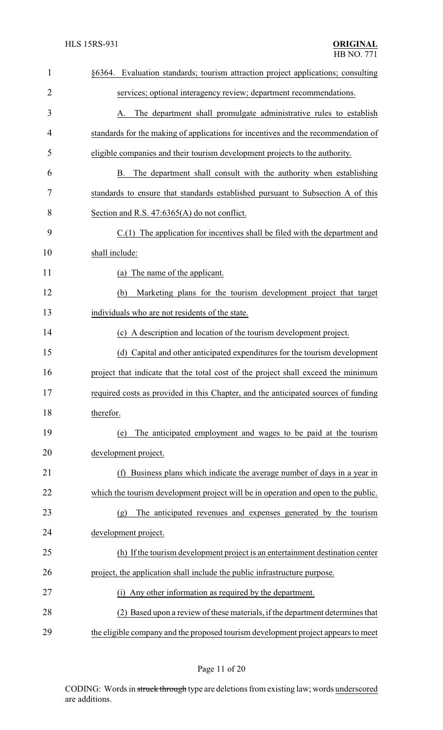§6364. Evaluation standards; tourism attraction project applications; consulting services; optional interagency review; department recommendations.

A. The department shall promulgate administrative rules to establish standards for the making of applications for incentives and the recommendation of eligible companies and their tourism development projects to the authority.

B. The department shall consult with the authority when establishing standards to ensure that standards established pursuant to Subsection A of this Section and R.S. 47:6365(A) do not conflict.

C.(1) The application for incentives shall be filed with the department and shall include:

(a) The name of the applicant.

(b) Marketing plans for the tourism development project that target individuals who are not residents of the state.

(c) A description and location of the tourism development project.

(d) Capital and other anticipated expenditures for the tourism development project that indicate that the total cost of the project shall exceed the minimum required costs as provided in this Chapter, and the anticipated sources of funding therefor.

(e) The anticipated employment and wages to be paid at the tourism development project.

(f) Business plans which indicate the average number of days in a year in which the tourism development project will be in operation and open to the public.

(g) The anticipated revenues and expenses generated by the tourism development project.

(h) If the tourism development project is an entertainment destination center project, the application shall include the public infrastructure purpose.

(i) Any other information as required by the department.

(2) Based upon a review of these materials, if the department determines that the eligible company and the proposed tourism development project appears to meet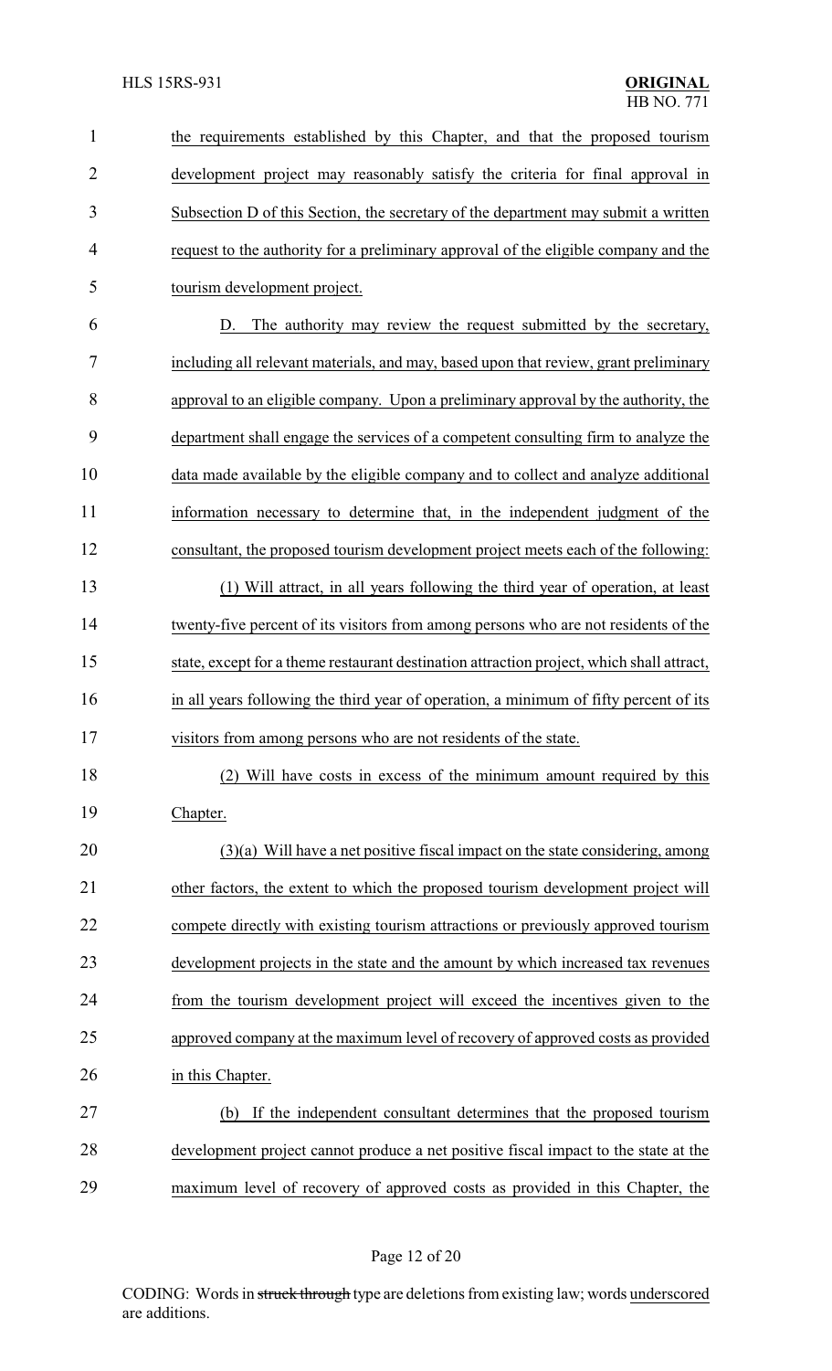the requirements established by this Chapter, and that the proposed tourism development project may reasonably satisfy the criteria for final approval in Subsection D of this Section, the secretary of the department may submit a written request to the authority for a preliminary approval of the eligible company and the tourism development project.

D. The authority may review the request submitted by the secretary, including all relevant materials, and may, based upon that review, grant preliminary approval to an eligible company. Upon a preliminary approval by the authority, the department shall engage the services of a competent consulting firm to analyze the data made available by the eligible company and to collect and analyze additional information necessary to determine that, in the independent judgment of the consultant, the proposed tourism development project meets each of the following:

(1) Will attract, in all years following the third year of operation, at least twenty-five percent of its visitors from among persons who are not residents of the state, except for a theme restaurant destination attraction project, which shall attract, in all years following the third year of operation, a minimum of fifty percent of its visitors from among persons who are not residents of the state.

(2) Will have costs in excess of the minimum amount required by this Chapter.

(3)(a) Will have a net positive fiscal impact on the state considering, among other factors, the extent to which the proposed tourism development project will compete directly with existing tourism attractions or previously approved tourism development projects in the state and the amount by which increased tax revenues from the tourism development project will exceed the incentives given to the approved company at the maximum level of recovery of approved costs as provided in this Chapter.

(b) If the independent consultant determines that the proposed tourism development project cannot produce a net positive fiscal impact to the state at the maximum level of recovery of approved costs as provided in this Chapter, the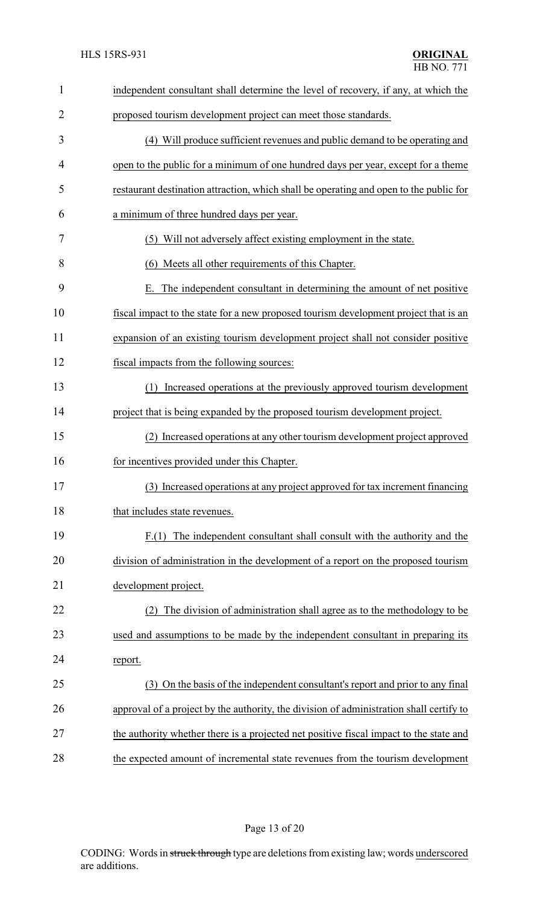independent consultant shall determine the level of recovery, if any, at which the proposed tourism development project can meet those standards.

(4) Will produce sufficient revenues and public demand to be operating and open to the public for a minimum of one hundred days per year, except for a theme restaurant destination attraction, which shall be operating and open to the public for a minimum of three hundred days per year.

(5) Will not adversely affect existing employment in the state.

(6) Meets all other requirements of this Chapter.

E. The independent consultant in determining the amount of net positive fiscal impact to the state for a new proposed tourism development project that is an expansion of an existing tourism development project shall not consider positive fiscal impacts from the following sources:

(1) Increased operations at the previously approved tourism development project that is being expanded by the proposed tourism development project.

(2) Increased operations at any other tourism development project approved for incentives provided under this Chapter.

(3) Increased operations at any project approved for tax increment financing that includes state revenues.

F.(1) The independent consultant shall consult with the authority and the division of administration in the development of a report on the proposed tourism development project.

(2) The division of administration shall agree as to the methodology to be used and assumptions to be made by the independent consultant in preparing its report.

(3) On the basis of the independent consultant's report and prior to any final approval of a project by the authority, the division of administration shall certify to the authority whether there is a projected net positive fiscal impact to the state and the expected amount of incremental state revenues from the tourism development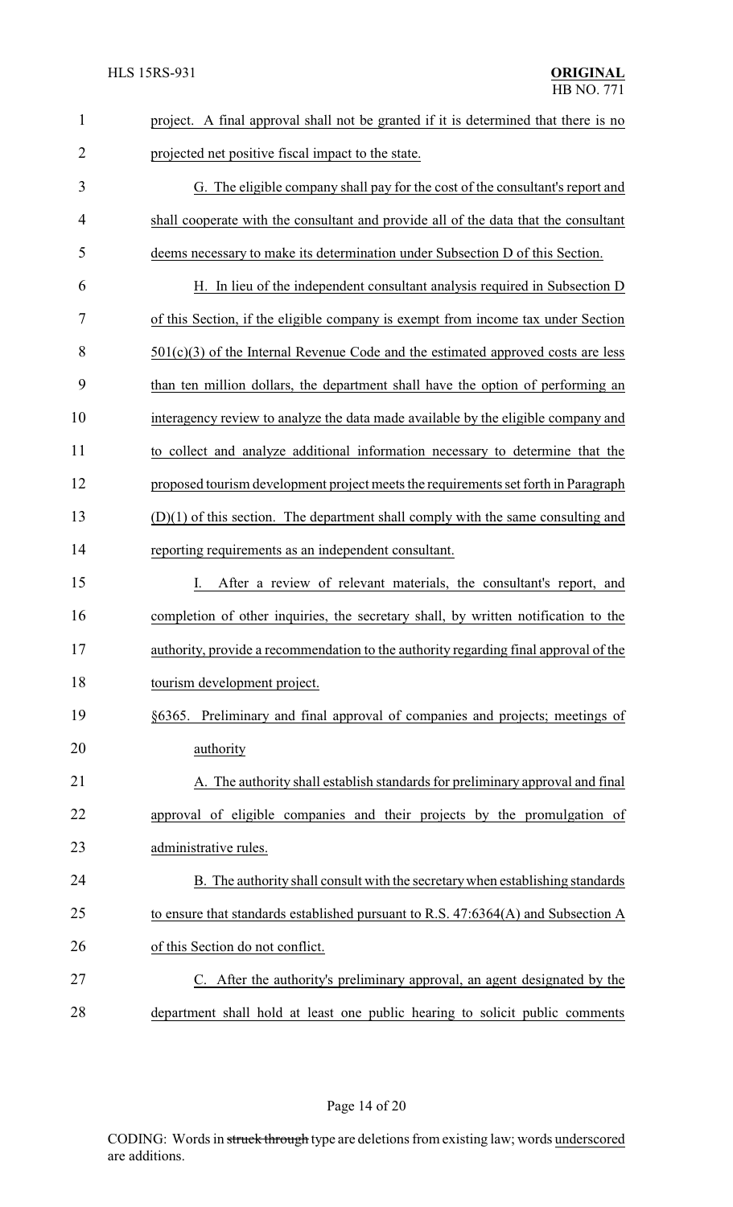project. A final approval shall not be granted if it is determined that there is no projected net positive fiscal impact to the state.

G. The eligible company shall pay for the cost of the consultant's report and shall cooperate with the consultant and provide all of the data that the consultant deems necessary to make its determination under Subsection D of this Section.

H. In lieu of the independent consultant analysis required in Subsection D of this Section, if the eligible company is exempt from income tax under Section 501(c)(3) of the Internal Revenue Code and the estimated approved costs are less than ten million dollars, the department shall have the option of performing an interagency review to analyze the data made available by the eligible company and to collect and analyze additional information necessary to determine that the proposed tourism development project meets the requirements set forth in Paragraph (D)(1) of this section. The department shall comply with the same consulting and reporting requirements as an independent consultant.

I. After a review of relevant materials, the consultant's report, and completion of other inquiries, the secretary shall, by written notification to the authority, provide a recommendation to the authority regarding final approval of the tourism development project.

§6365. Preliminary and final approval of companies and projects; meetings of authority

A. The authority shall establish standards for preliminary approval and final approval of eligible companies and their projects by the promulgation of administrative rules.

B. The authority shall consult with the secretary when establishing standards to ensure that standards established pursuant to R.S. 47:6364(A) and Subsection A of this Section do not conflict.

C. After the authority's preliminary approval, an agent designated by the department shall hold at least one public hearing to solicit public comments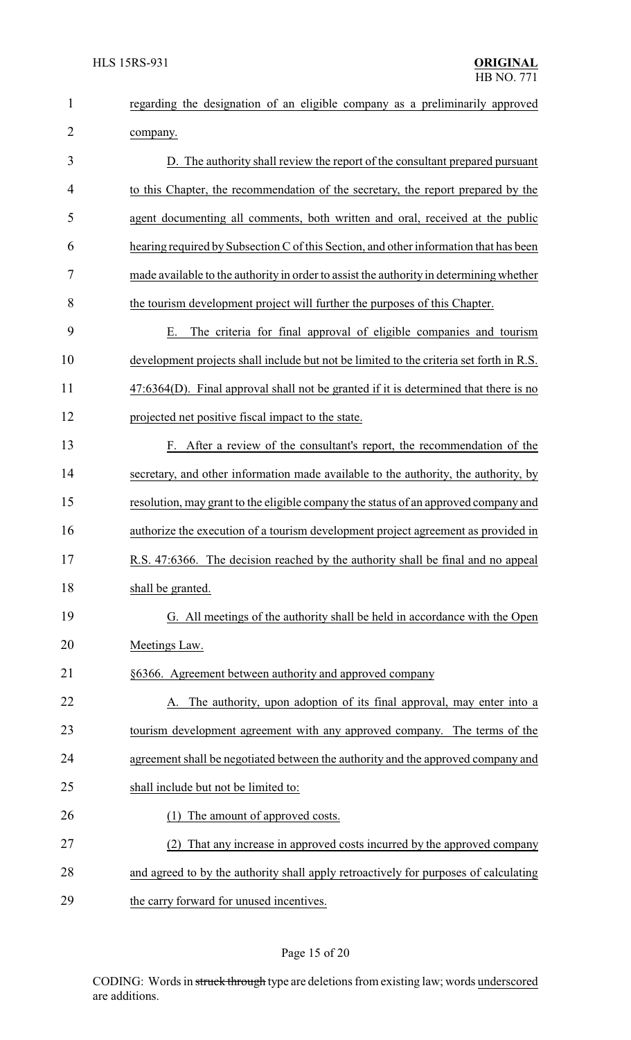regarding the designation of an eligible company as a preliminarily approved company.

D. The authority shall review the report of the consultant prepared pursuant to this Chapter, the recommendation of the secretary, the report prepared by the agent documenting all comments, both written and oral, received at the public hearing required by Subsection C of this Section, and other information that has been made available to the authority in order to assist the authority in determining whether the tourism development project will further the purposes of this Chapter.

E. The criteria for final approval of eligible companies and tourism development projects shall include but not be limited to the criteria set forth in R.S. 47:6364(D). Final approval shall not be granted if it is determined that there is no projected net positive fiscal impact to the state.

F. After a review of the consultant's report, the recommendation of the secretary, and other information made available to the authority, the authority, by resolution, may grant to the eligible company the status of an approved company and authorize the execution of a tourism development project agreement as provided in R.S. 47:6366. The decision reached by the authority shall be final and no appeal shall be granted.

G. All meetings of the authority shall be held in accordance with the Open Meetings Law.

§6366. Agreement between authority and approved company

A. The authority, upon adoption of its final approval, may enter into a tourism development agreement with any approved company. The terms of the agreement shall be negotiated between the authority and the approved company and shall include but not be limited to:

(1) The amount of approved costs.

(2) That any increase in approved costs incurred by the approved company and agreed to by the authority shall apply retroactively for purposes of calculating the carry forward for unused incentives.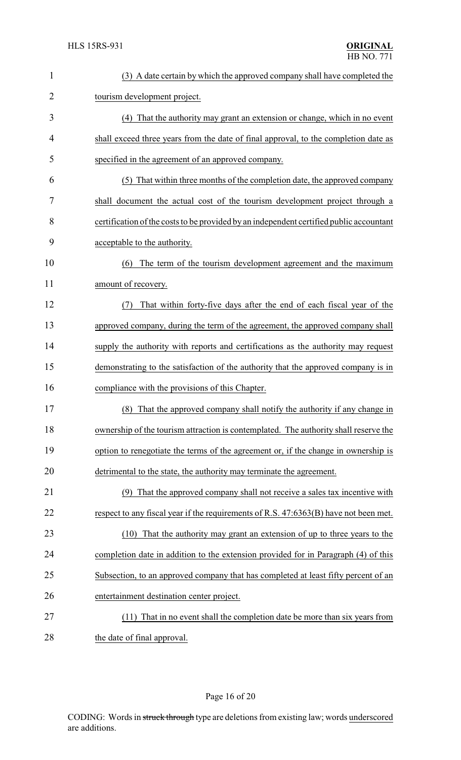(3) A date certain by which the approved company shall have completed the tourism development project.

(4) That the authority may grant an extension or change, which in no event shall exceed three years from the date of final approval, to the completion date as specified in the agreement of an approved company.

(5) That within three months of the completion date, the approved company shall document the actual cost of the tourism development project through a certification of the costs to be provided by an independent certified public accountant acceptable to the authority.

(6) The term of the tourism development agreement and the maximum amount of recovery.

(7) That within forty-five days after the end of each fiscal year of the approved company, during the term of the agreement, the approved company shall supply the authority with reports and certifications as the authority may request demonstrating to the satisfaction of the authority that the approved company is in compliance with the provisions of this Chapter.

(8) That the approved company shall notify the authority if any change in ownership of the tourism attraction is contemplated. The authority shall reserve the option to renegotiate the terms of the agreement or, if the change in ownership is detrimental to the state, the authority may terminate the agreement.

(9) That the approved company shall not receive a sales tax incentive with respect to any fiscal year if the requirements of R.S. 47:6363(B) have not been met.

(10) That the authority may grant an extension of up to three years to the completion date in addition to the extension provided for in Paragraph (4) of this Subsection, to an approved company that has completed at least fifty percent of an entertainment destination center project.

(11) That in no event shall the completion date be more than six years from the date of final approval.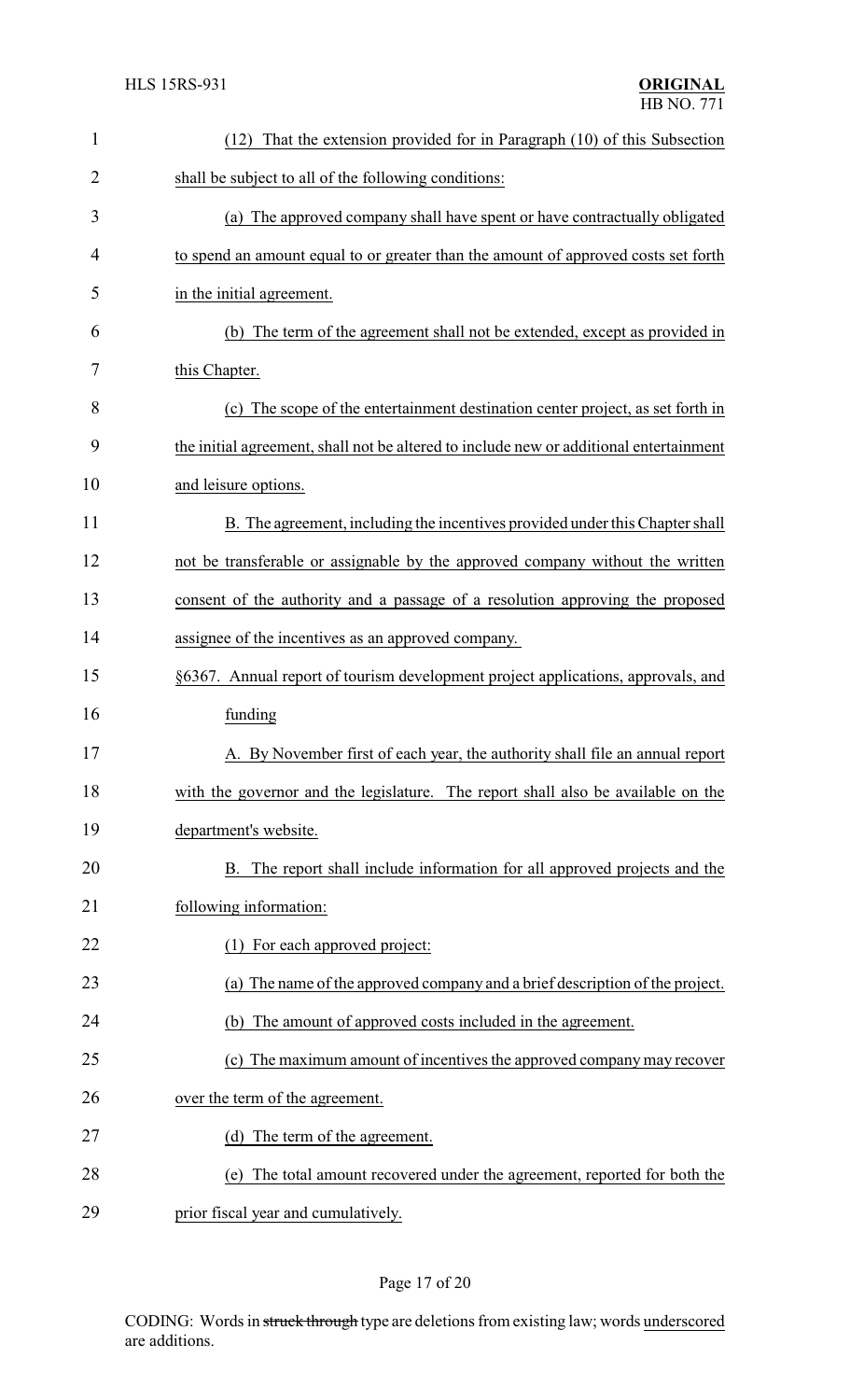(12) That the extension provided for in Paragraph (10) of this Subsection shall be subject to all of the following conditions:

(a) The approved company shall have spent or have contractually obligated to spend an amount equal to or greater than the amount of approved costs set forth in the initial agreement.

(b) The term of the agreement shall not be extended, except as provided in this Chapter.

(c) The scope of the entertainment destination center project, as set forth in the initial agreement, shall not be altered to include new or additional entertainment and leisure options.

B. The agreement, including the incentives provided under this Chapter shall not be transferable or assignable by the approved company without the written consent of the authority and a passage of a resolution approving the proposed assignee of the incentives as an approved company.

§6367. Annual report of tourism development project applications, approvals, and funding

A. By November first of each year, the authority shall file an annual report with the governor and the legislature. The report shall also be available on the department's website.

B. The report shall include information for all approved projects and the following information:

(1) For each approved project:

(a) The name of the approved company and a brief description of the project.

(b) The amount of approved costs included in the agreement.

(c) The maximum amount of incentives the approved company may recover over the term of the agreement.

(d) The term of the agreement.

(e) The total amount recovered under the agreement, reported for both the prior fiscal year and cumulatively.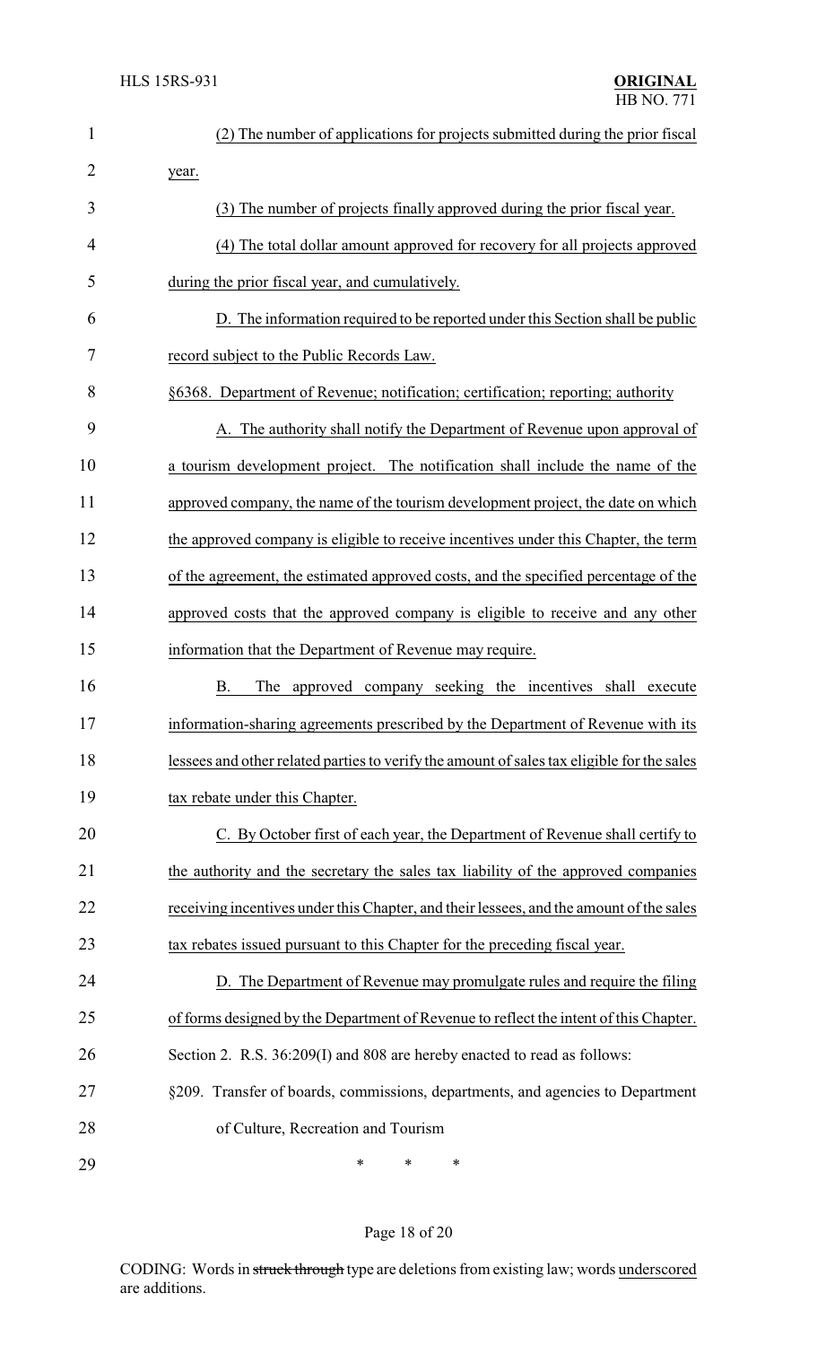(2) The number of applications for projects submitted during the prior fiscal year.

(3) The number of projects finally approved during the prior fiscal year.

(4) The total dollar amount approved for recovery for all projects approved during the prior fiscal year, and cumulatively.

D. The information required to be reported under this Section shall be public record subject to the Public Records Law.

§6368. Department of Revenue; notification; certification; reporting; authority

A. The authority shall notify the Department of Revenue upon approval of a tourism development project. The notification shall include the name of the approved company, the name of the tourism development project, the date on which the approved company is eligible to receive incentives under this Chapter, the term of the agreement, the estimated approved costs, and the specified percentage of the approved costs that the approved company is eligible to receive and any other information that the Department of Revenue may require.

B. The approved company seeking the incentives shall execute information-sharing agreements prescribed by the Department of Revenue with its lessees and other related parties to verify the amount of sales tax eligible for the sales tax rebate under this Chapter.

C. By October first of each year, the Department of Revenue shall certify to the authority and the secretary the sales tax liability of the approved companies receiving incentives under this Chapter, and their lessees, and the amount of the sales tax rebates issued pursuant to this Chapter for the preceding fiscal year.

D. The Department of Revenue may promulgate rules and require the filing of forms designed by the Department of Revenue to reflect the intent of this Chapter.

Section 2. R.S. 36:209(I) and 808 are hereby enacted to read as follows:

§209. Transfer of boards, commissions, departments, and agencies to Department of Culture, Recreation and Tourism

\* \* \*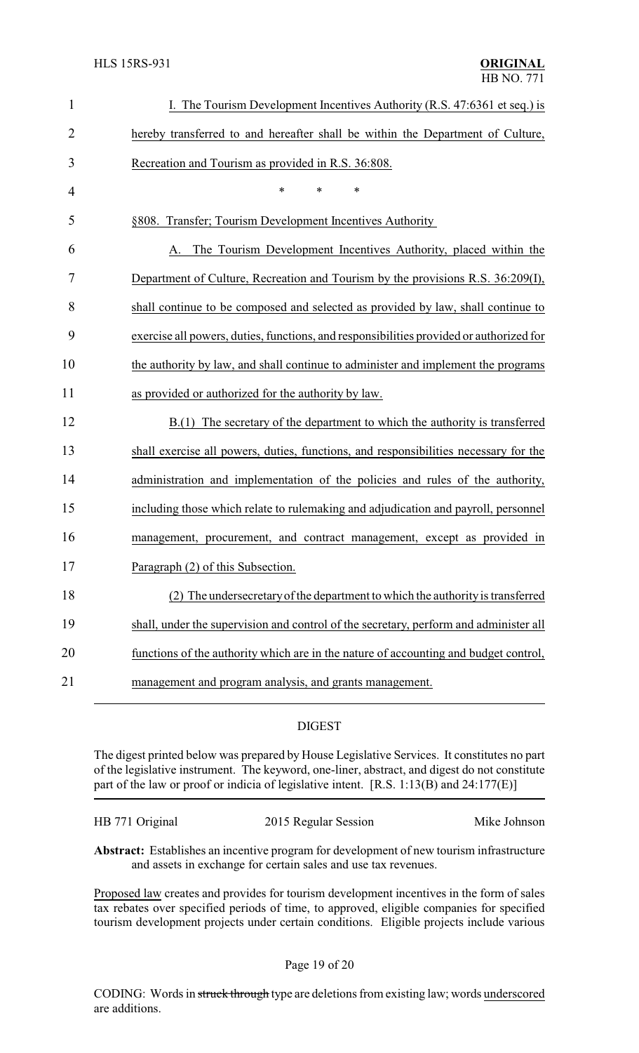I. The Tourism Development Incentives Authority (R.S. 47:6361 et seq.) is hereby transferred to and hereafter shall be within the Department of Culture, Recreation and Tourism as provided in R.S. 36:808.

\* \* \*

§808. Transfer; Tourism Development Incentives Authority

A. The Tourism Development Incentives Authority, placed within the Department of Culture, Recreation and Tourism by the provisions R.S. 36:209(I), shall continue to be composed and selected as provided by law, shall continue to exercise all powers, duties, functions, and responsibilities provided or authorized for the authority by law, and shall continue to administer and implement the programs as provided or authorized for the authority by law.

B.(1) The secretary of the department to which the authority is transferred shall exercise all powers, duties, functions, and responsibilities necessary for the administration and implementation of the policies and rules of the authority, including those which relate to rulemaking and adjudication and payroll, personnel management, procurement, and contract management, except as provided in Paragraph (2) of this Subsection.

(2) The undersecretary of the department to which the authority is transferred shall, under the supervision and control of the secretary, perform and administer all functions of the authority which are in the nature of accounting and budget control, management and program analysis, and grants management.

## DIGEST

The digest printed below was prepared by House Legislative Services. It constitutes no part of the legislative instrument. The keyword, one-liner, abstract, and digest do not constitute part of the law or proof or indicia of legislative intent. [R.S. 1:13(B) and 24:177(E)]

HB 771 Original — 2015 Regular Session — Mike Johnson

**Abstract:** Establishes an incentive program for development of new tourism infrastructure and assets in exchange for certain sales and use tax revenues.

Proposed law creates and provides for tourism development incentives in the form of sales tax rebates over specified periods of time, to approved, eligible companies for specified tourism development projects under certain conditions. Eligible projects include various

CODING: Words in struck through type are deletions from existing law; words underscored are additions.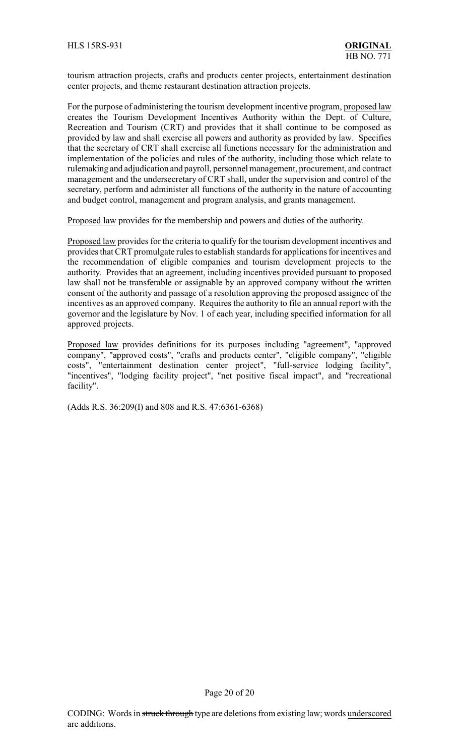tourism attraction projects, crafts and products center projects, entertainment destination center projects, and theme restaurant destination attraction projects.

For the purpose of administering the tourism development incentive program, proposed law creates the Tourism Development Incentives Authority within the Dept. of Culture, Recreation and Tourism (CRT) and provides that it shall continue to be composed as provided by law and shall exercise all powers and authority as provided by law. Specifies that the secretary of CRT shall exercise all functions necessary for the administration and implementation of the policies and rules of the authority, including those which relate to rulemaking and adjudication and payroll, personnel management, procurement, and contract management and the undersecretary of CRT shall, under the supervision and control of the secretary, perform and administer all functions of the authority in the nature of accounting and budget control, management and program analysis, and grants management.

Proposed law provides for the membership and powers and duties of the authority.

Proposed law provides for the criteria to qualify for the tourism development incentives and provides that CRT promulgate rules to establish standards for applications for incentives and the recommendation of eligible companies and tourism development projects to the authority. Provides that an agreement, including incentives provided pursuant to proposed law shall not be transferable or assignable by an approved company without the written consent of the authority and passage of a resolution approving the proposed assignee of the incentives as an approved company. Requires the authority to file an annual report with the governor and the legislature by Nov. 1 of each year, including specified information for all approved projects.

Proposed law provides definitions for its purposes including "agreement", "approved company", "approved costs", "crafts and products center", "eligible company", "eligible costs", "entertainment destination center project", "full-service lodging facility", "incentives", "lodging facility project", "net positive fiscal impact", and "recreational facility".

(Adds R.S. 36:209(I) and 808 and R.S. 47:6361-6368)